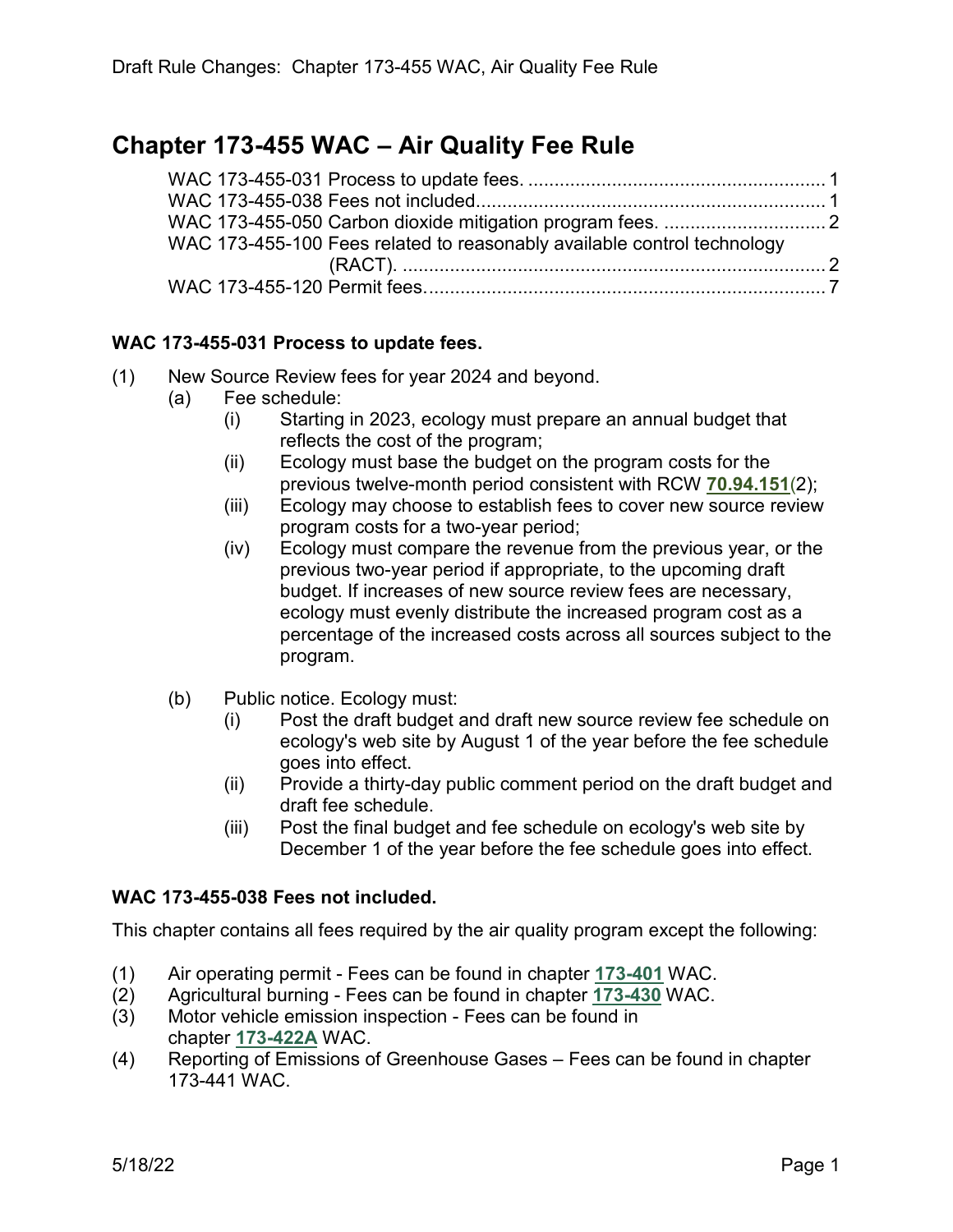# Chapter 173-455 WAC – Air Quality Fee Rule

WAC 173-455-031 Process to update fees. ........................................................ 1
WAC 173-455-038 Fees not included.................................................................. 1
WAC 173-455-050 Carbon dioxide mitigation program fees. ............................... 2
WAC 173-455-100 Fees related to reasonably available control technology (RACT). ................................................................................. 2
WAC 173-455-120 Permit fees............................................................................ 7

**WAC 173-455-031 Process to update fees.**

(1) New Source Review fees for year 2024 and beyond.
- (a) Fee schedule:
  - (i) Starting in 2023, ecology must prepare an annual budget that reflects the cost of the program;
  - (ii) Ecology must base the budget on the program costs for the previous twelve-month period consistent with RCW **70.94.151**(2);
  - (iii) Ecology may choose to establish fees to cover new source review program costs for a two-year period;
  - (iv) Ecology must compare the revenue from the previous year, or the previous two-year period if appropriate, to the upcoming draft budget. If increases of new source review fees are necessary, ecology must evenly distribute the increased program cost as a percentage of the increased costs across all sources subject to the program.
- (b) Public notice. Ecology must:
  - (i) Post the draft budget and draft new source review fee schedule on ecology's web site by August 1 of the year before the fee schedule goes into effect.
  - (ii) Provide a thirty-day public comment period on the draft budget and draft fee schedule.
  - (iii) Post the final budget and fee schedule on ecology's web site by December 1 of the year before the fee schedule goes into effect.

**WAC 173-455-038 Fees not included.**

This chapter contains all fees required by the air quality program except the following:

(1) Air operating permit - Fees can be found in chapter **173-401** WAC.
(2) Agricultural burning - Fees can be found in chapter **173-430** WAC.
(3) Motor vehicle emission inspection - Fees can be found in chapter **173-422A** WAC.
(4) Reporting of Emissions of Greenhouse Gases – Fees can be found in chapter 173-441 WAC.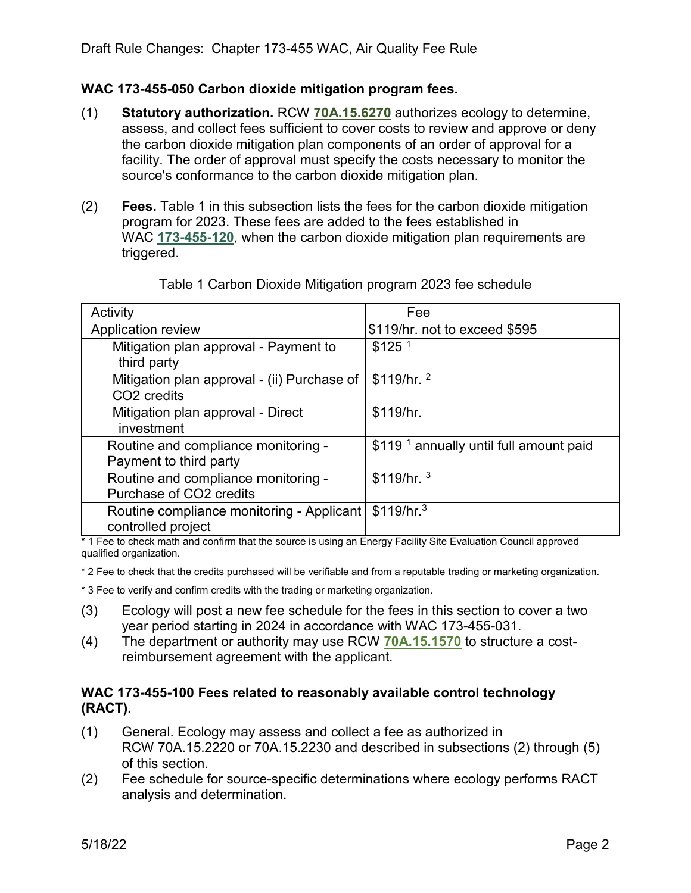**WAC 173-455-050 Carbon dioxide mitigation program fees.**

(1) **Statutory authorization.** RCW **70A.15.6270** authorizes ecology to determine, assess, and collect fees sufficient to cover costs to review and approve or deny the carbon dioxide mitigation plan components of an order of approval for a facility. The order of approval must specify the costs necessary to monitor the source's conformance to the carbon dioxide mitigation plan.

(2) **Fees.** Table 1 in this subsection lists the fees for the carbon dioxide mitigation program for 2023. These fees are added to the fees established in WAC **173-455-120**, when the carbon dioxide mitigation plan requirements are triggered.

Table 1 Carbon Dioxide Mitigation program 2023 fee schedule

| Activity | Fee |
|---|---|
| Application review | \$119/hr. not to exceed \$595 |
| Mitigation plan approval - Payment to third party | \$125 [1] |
| Mitigation plan approval - (ii) Purchase of CO2 credits | \$119/hr. [2] |
| Mitigation plan approval - Direct investment | \$119/hr. |
| Routine and compliance monitoring - Payment to third party | \$119 [1] annually until full amount paid |
| Routine and compliance monitoring - Purchase of CO2 credits | \$119/hr. [3] |
| Routine compliance monitoring - Applicant controlled project | \$119/hr.[3] |

* 1 Fee to check math and confirm that the source is using an Energy Facility Site Evaluation Council approved qualified organization.

* 2 Fee to check that the credits purchased will be verifiable and from a reputable trading or marketing organization.

* 3 Fee to verify and confirm credits with the trading or marketing organization.

(3) Ecology will post a new fee schedule for the fees in this section to cover a two year period starting in 2024 in accordance with WAC 173-455-031.

(4) The department or authority may use RCW **70A.15.1570** to structure a cost-reimbursement agreement with the applicant.

**WAC 173-455-100 Fees related to reasonably available control technology (RACT).**

(1) General. Ecology may assess and collect a fee as authorized in RCW 70A.15.2220 or 70A.15.2230 and described in subsections (2) through (5) of this section.

(2) Fee schedule for source-specific determinations where ecology performs RACT analysis and determination.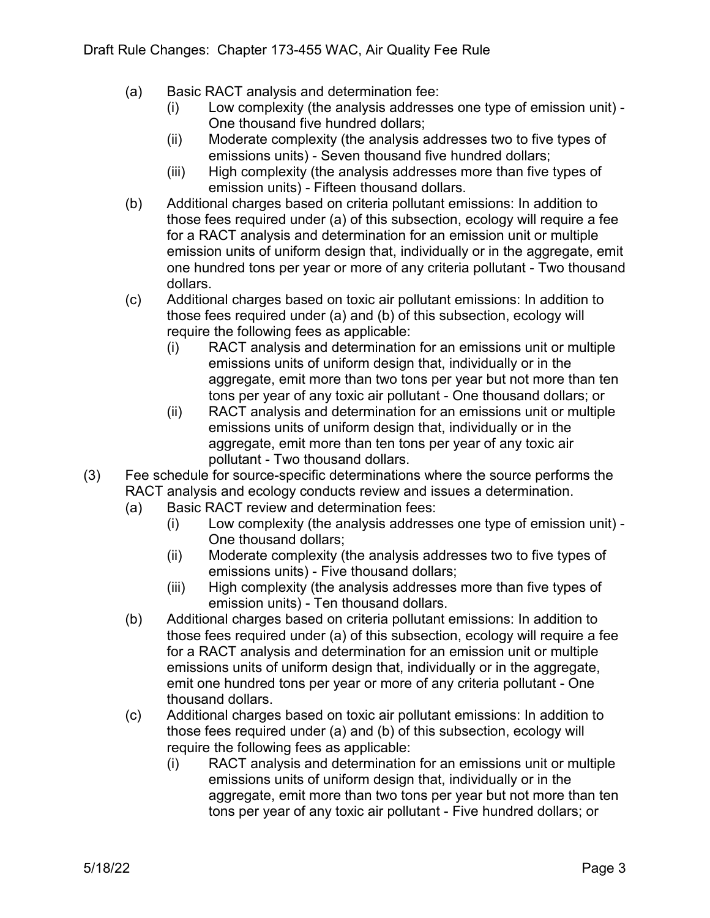(a) Basic RACT analysis and determination fee:

   (i) Low complexity (the analysis addresses one type of emission unit) - One thousand five hundred dollars;

   (ii) Moderate complexity (the analysis addresses two to five types of emissions units) - Seven thousand five hundred dollars;

   (iii) High complexity (the analysis addresses more than five types of emission units) - Fifteen thousand dollars.

(b) Additional charges based on criteria pollutant emissions: In addition to those fees required under (a) of this subsection, ecology will require a fee for a RACT analysis and determination for an emission unit or multiple emission units of uniform design that, individually or in the aggregate, emit one hundred tons per year or more of any criteria pollutant - Two thousand dollars.

(c) Additional charges based on toxic air pollutant emissions: In addition to those fees required under (a) and (b) of this subsection, ecology will require the following fees as applicable:

   (i) RACT analysis and determination for an emissions unit or multiple emissions units of uniform design that, individually or in the aggregate, emit more than two tons per year but not more than ten tons per year of any toxic air pollutant - One thousand dollars; or

   (ii) RACT analysis and determination for an emissions unit or multiple emissions units of uniform design that, individually or in the aggregate, emit more than ten tons per year of any toxic air pollutant - Two thousand dollars.

(3) Fee schedule for source-specific determinations where the source performs the RACT analysis and ecology conducts review and issues a determination.

(a) Basic RACT review and determination fees:

   (i) Low complexity (the analysis addresses one type of emission unit) - One thousand dollars;

   (ii) Moderate complexity (the analysis addresses two to five types of emissions units) - Five thousand dollars;

   (iii) High complexity (the analysis addresses more than five types of emission units) - Ten thousand dollars.

(b) Additional charges based on criteria pollutant emissions: In addition to those fees required under (a) of this subsection, ecology will require a fee for a RACT analysis and determination for an emission unit or multiple emissions units of uniform design that, individually or in the aggregate, emit one hundred tons per year or more of any criteria pollutant - One thousand dollars.

(c) Additional charges based on toxic air pollutant emissions: In addition to those fees required under (a) and (b) of this subsection, ecology will require the following fees as applicable:

   (i) RACT analysis and determination for an emissions unit or multiple emissions units of uniform design that, individually or in the aggregate, emit more than two tons per year but not more than ten tons per year of any toxic air pollutant - Five hundred dollars; or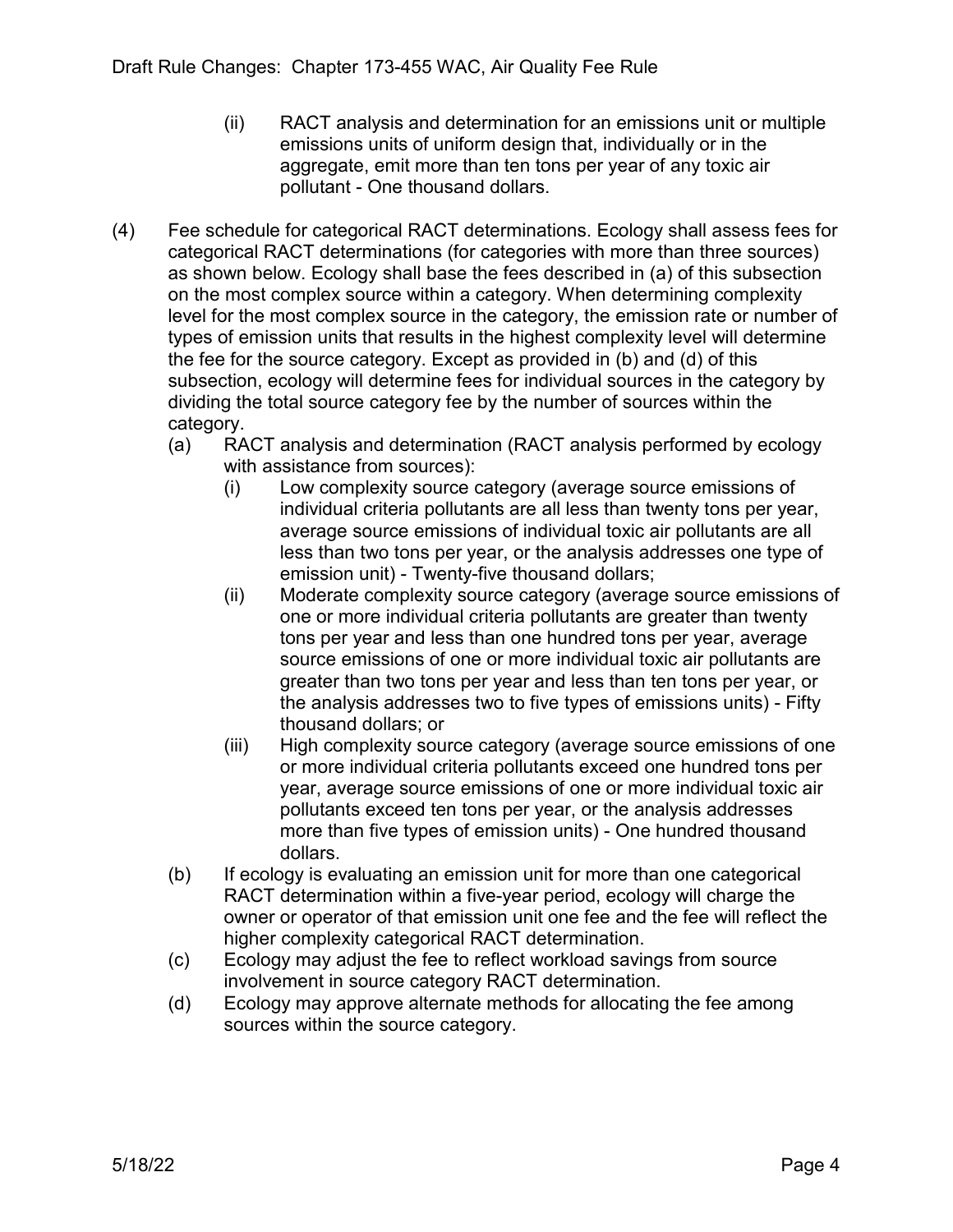(ii) RACT analysis and determination for an emissions unit or multiple emissions units of uniform design that, individually or in the aggregate, emit more than ten tons per year of any toxic air pollutant - One thousand dollars.

(4) Fee schedule for categorical RACT determinations. Ecology shall assess fees for categorical RACT determinations (for categories with more than three sources) as shown below. Ecology shall base the fees described in (a) of this subsection on the most complex source within a category. When determining complexity level for the most complex source in the category, the emission rate or number of types of emission units that results in the highest complexity level will determine the fee for the source category. Except as provided in (b) and (d) of this subsection, ecology will determine fees for individual sources in the category by dividing the total source category fee by the number of sources within the category.

(a) RACT analysis and determination (RACT analysis performed by ecology with assistance from sources):

(i) Low complexity source category (average source emissions of individual criteria pollutants are all less than twenty tons per year, average source emissions of individual toxic air pollutants are all less than two tons per year, or the analysis addresses one type of emission unit) - Twenty-five thousand dollars;

(ii) Moderate complexity source category (average source emissions of one or more individual criteria pollutants are greater than twenty tons per year and less than one hundred tons per year, average source emissions of one or more individual toxic air pollutants are greater than two tons per year and less than ten tons per year, or the analysis addresses two to five types of emissions units) - Fifty thousand dollars; or

(iii) High complexity source category (average source emissions of one or more individual criteria pollutants exceed one hundred tons per year, average source emissions of one or more individual toxic air pollutants exceed ten tons per year, or the analysis addresses more than five types of emission units) - One hundred thousand dollars.

(b) If ecology is evaluating an emission unit for more than one categorical RACT determination within a five-year period, ecology will charge the owner or operator of that emission unit one fee and the fee will reflect the higher complexity categorical RACT determination.

(c) Ecology may adjust the fee to reflect workload savings from source involvement in source category RACT determination.

(d) Ecology may approve alternate methods for allocating the fee among sources within the source category.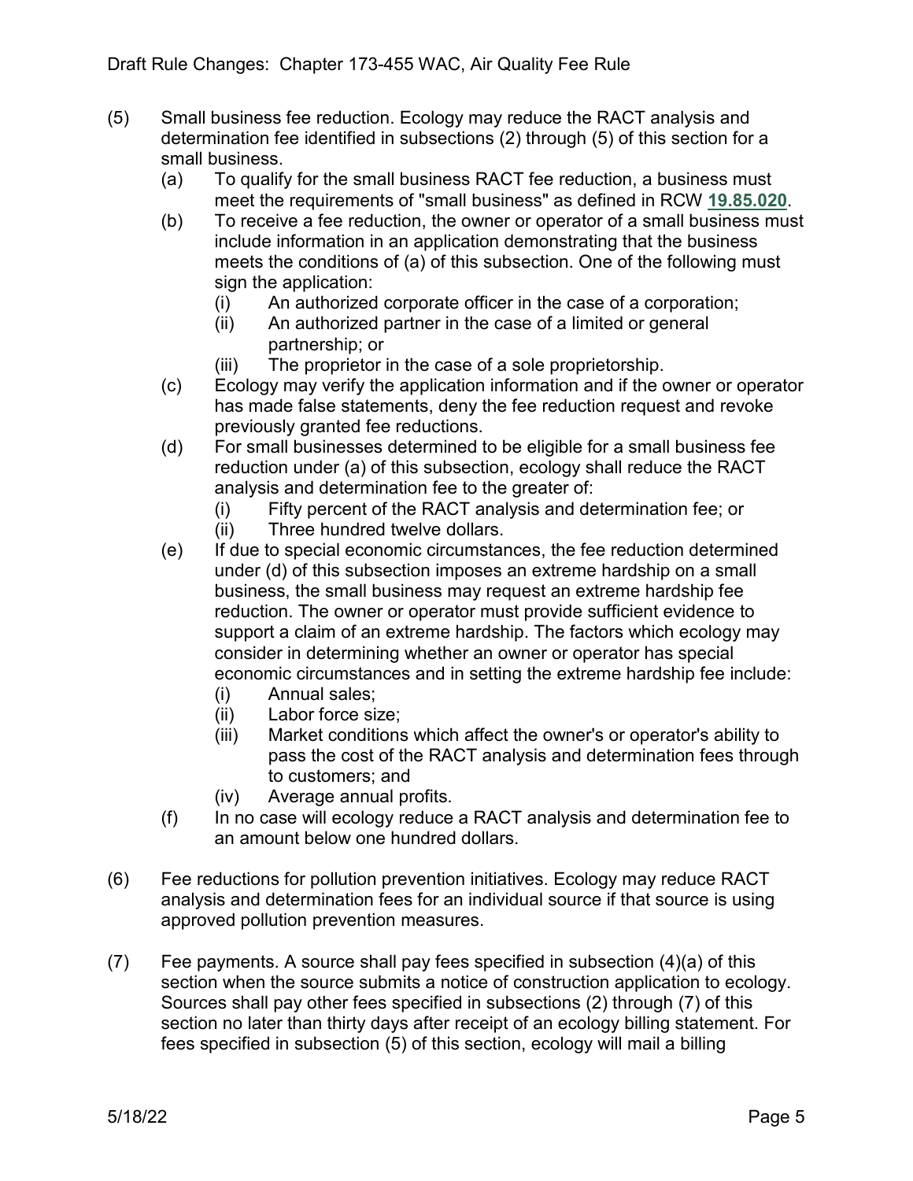(5) Small business fee reduction. Ecology may reduce the RACT analysis and determination fee identified in subsections (2) through (5) of this section for a small business.

   (a) To qualify for the small business RACT fee reduction, a business must meet the requirements of "small business" as defined in RCW **19.85.020**.

   (b) To receive a fee reduction, the owner or operator of a small business must include information in an application demonstrating that the business meets the conditions of (a) of this subsection. One of the following must sign the application:

      (i) An authorized corporate officer in the case of a corporation;

      (ii) An authorized partner in the case of a limited or general partnership; or

      (iii) The proprietor in the case of a sole proprietorship.

   (c) Ecology may verify the application information and if the owner or operator has made false statements, deny the fee reduction request and revoke previously granted fee reductions.

   (d) For small businesses determined to be eligible for a small business fee reduction under (a) of this subsection, ecology shall reduce the RACT analysis and determination fee to the greater of:

      (i) Fifty percent of the RACT analysis and determination fee; or

      (ii) Three hundred twelve dollars.

   (e) If due to special economic circumstances, the fee reduction determined under (d) of this subsection imposes an extreme hardship on a small business, the small business may request an extreme hardship fee reduction. The owner or operator must provide sufficient evidence to support a claim of an extreme hardship. The factors which ecology may consider in determining whether an owner or operator has special economic circumstances and in setting the extreme hardship fee include:

      (i) Annual sales;

      (ii) Labor force size;

      (iii) Market conditions which affect the owner's or operator's ability to pass the cost of the RACT analysis and determination fees through to customers; and

      (iv) Average annual profits.

   (f) In no case will ecology reduce a RACT analysis and determination fee to an amount below one hundred dollars.

(6) Fee reductions for pollution prevention initiatives. Ecology may reduce RACT analysis and determination fees for an individual source if that source is using approved pollution prevention measures.

(7) Fee payments. A source shall pay fees specified in subsection (4)(a) of this section when the source submits a notice of construction application to ecology. Sources shall pay other fees specified in subsections (2) through (7) of this section no later than thirty days after receipt of an ecology billing statement. For fees specified in subsection (5) of this section, ecology will mail a billing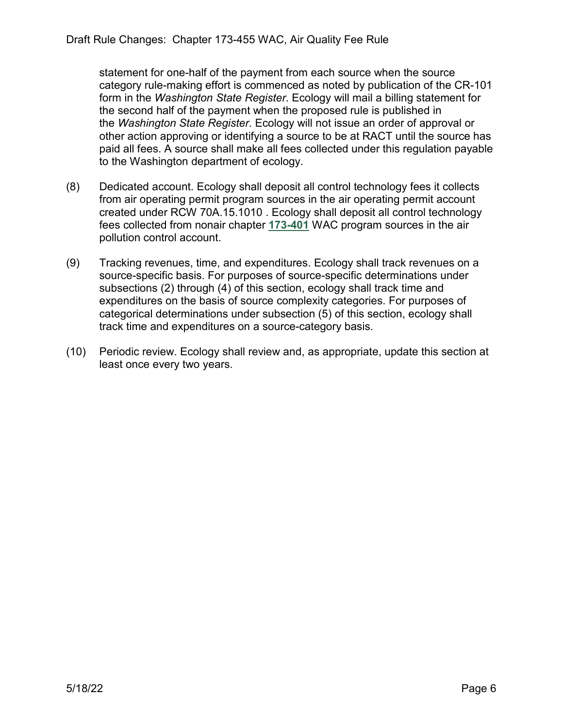statement for one-half of the payment from each source when the source category rule-making effort is commenced as noted by publication of the CR-101 form in the *Washington State Register*. Ecology will mail a billing statement for the second half of the payment when the proposed rule is published in the *Washington State Register*. Ecology will not issue an order of approval or other action approving or identifying a source to be at RACT until the source has paid all fees. A source shall make all fees collected under this regulation payable to the Washington department of ecology.

(8) Dedicated account. Ecology shall deposit all control technology fees it collects from air operating permit program sources in the air operating permit account created under RCW 70A.15.1010 . Ecology shall deposit all control technology fees collected from nonair chapter **173-401** WAC program sources in the air pollution control account.

(9) Tracking revenues, time, and expenditures. Ecology shall track revenues on a source-specific basis. For purposes of source-specific determinations under subsections (2) through (4) of this section, ecology shall track time and expenditures on the basis of source complexity categories. For purposes of categorical determinations under subsection (5) of this section, ecology shall track time and expenditures on a source-category basis.

(10) Periodic review. Ecology shall review and, as appropriate, update this section at least once every two years.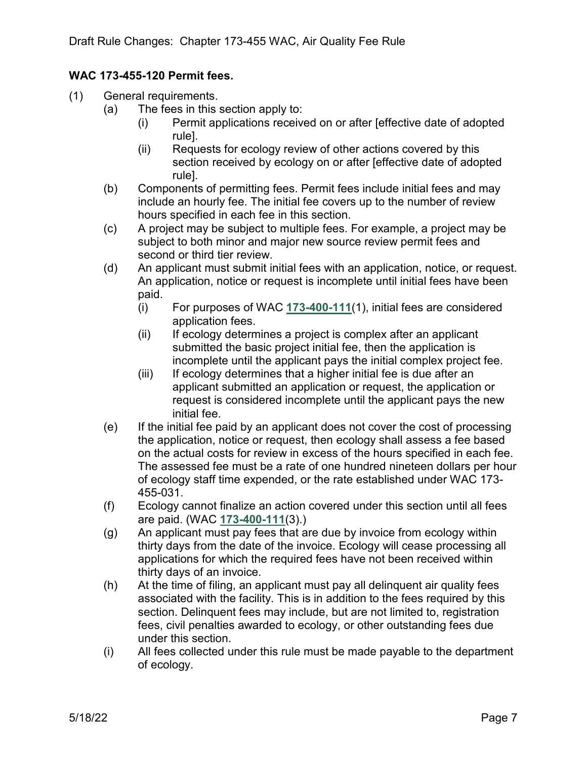**WAC 173-455-120 Permit fees.**

(1) General requirements.

(a) The fees in this section apply to:

(i) Permit applications received on or after [effective date of adopted rule].

(ii) Requests for ecology review of other actions covered by this section received by ecology on or after [effective date of adopted rule].

(b) Components of permitting fees. Permit fees include initial fees and may include an hourly fee. The initial fee covers up to the number of review hours specified in each fee in this section.

(c) A project may be subject to multiple fees. For example, a project may be subject to both minor and major new source review permit fees and second or third tier review.

(d) An applicant must submit initial fees with an application, notice, or request. An application, notice or request is incomplete until initial fees have been paid.

(i) For purposes of WAC **173-400-111**(1), initial fees are considered application fees.

(ii) If ecology determines a project is complex after an applicant submitted the basic project initial fee, then the application is incomplete until the applicant pays the initial complex project fee.

(iii) If ecology determines that a higher initial fee is due after an applicant submitted an application or request, the application or request is considered incomplete until the applicant pays the new initial fee.

(e) If the initial fee paid by an applicant does not cover the cost of processing the application, notice or request, then ecology shall assess a fee based on the actual costs for review in excess of the hours specified in each fee. The assessed fee must be a rate of one hundred nineteen dollars per hour of ecology staff time expended, or the rate established under WAC 173-455-031.

(f) Ecology cannot finalize an action covered under this section until all fees are paid. (WAC **173-400-111**(3).)

(g) An applicant must pay fees that are due by invoice from ecology within thirty days from the date of the invoice. Ecology will cease processing all applications for which the required fees have not been received within thirty days of an invoice.

(h) At the time of filing, an applicant must pay all delinquent air quality fees associated with the facility. This is in addition to the fees required by this section. Delinquent fees may include, but are not limited to, registration fees, civil penalties awarded to ecology, or other outstanding fees due under this section.

(i) All fees collected under this rule must be made payable to the department of ecology.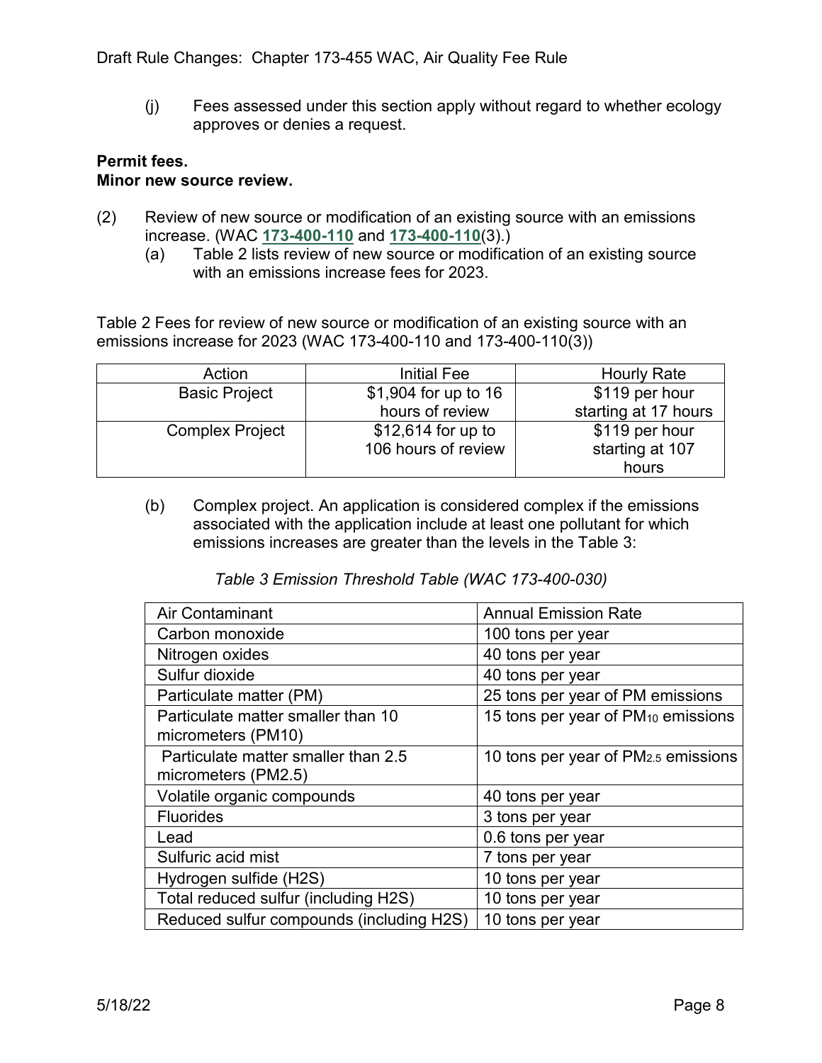(j) Fees assessed under this section apply without regard to whether ecology approves or denies a request.

**Permit fees.**
**Minor new source review.**

(2) Review of new source or modification of an existing source with an emissions increase. (WAC **173-400-110** and **173-400-110**(3).)

(a) Table 2 lists review of new source or modification of an existing source with an emissions increase fees for 2023.

Table 2 Fees for review of new source or modification of an existing source with an emissions increase for 2023 (WAC 173-400-110 and 173-400-110(3))

| Action | Initial Fee | Hourly Rate |
|---|---|---|
| Basic Project | $1,904 for up to 16 hours of review | $119 per hour starting at 17 hours |
| Complex Project | $12,614 for up to 106 hours of review | $119 per hour starting at 107 hours |

(b) Complex project. An application is considered complex if the emissions associated with the application include at least one pollutant for which emissions increases are greater than the levels in the Table 3:

*Table 3 Emission Threshold Table (WAC 173-400-030)*

| Air Contaminant | Annual Emission Rate |
|---|---|
| Carbon monoxide | 100 tons per year |
| Nitrogen oxides | 40 tons per year |
| Sulfur dioxide | 40 tons per year |
| Particulate matter (PM) | 25 tons per year of PM emissions |
| Particulate matter smaller than 10 micrometers (PM10) | 15 tons per year of $PM_{10}$ emissions |
| Particulate matter smaller than 2.5 micrometers (PM2.5) | 10 tons per year of $PM_{2.5}$ emissions |
| Volatile organic compounds | 40 tons per year |
| Fluorides | 3 tons per year |
| Lead | 0.6 tons per year |
| Sulfuric acid mist | 7 tons per year |
| Hydrogen sulfide (H2S) | 10 tons per year |
| Total reduced sulfur (including H2S) | 10 tons per year |
| Reduced sulfur compounds (including H2S) | 10 tons per year |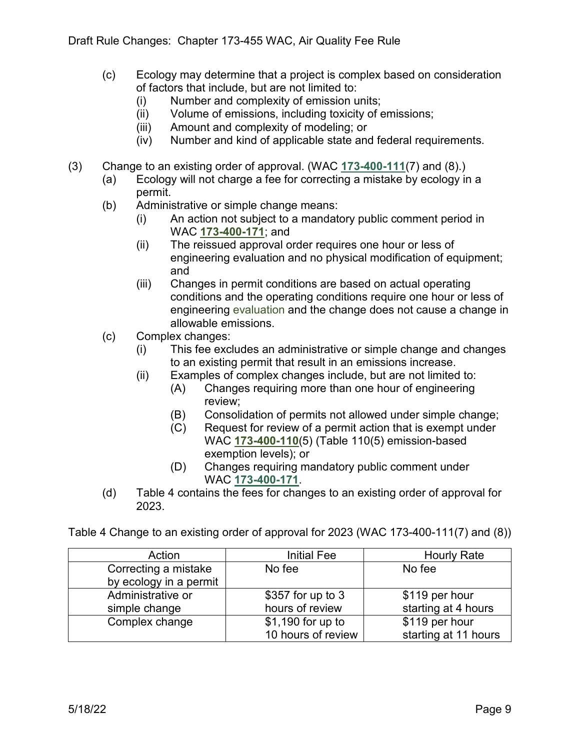(c) Ecology may determine that a project is complex based on consideration of factors that include, but are not limited to:
   (i) Number and complexity of emission units;
   (ii) Volume of emissions, including toxicity of emissions;
   (iii) Amount and complexity of modeling; or
   (iv) Number and kind of applicable state and federal requirements.

(3) Change to an existing order of approval. (WAC **173-400-111**(7) and (8).)
   (a) Ecology will not charge a fee for correcting a mistake by ecology in a permit.
   (b) Administrative or simple change means:
      (i) An action not subject to a mandatory public comment period in WAC **173-400-171**; and
      (ii) The reissued approval order requires one hour or less of engineering evaluation and no physical modification of equipment; and
      (iii) Changes in permit conditions are based on actual operating conditions and the operating conditions require one hour or less of engineering evaluation and the change does not cause a change in allowable emissions.
   (c) Complex changes:
      (i) This fee excludes an administrative or simple change and changes to an existing permit that result in an emissions increase.
      (ii) Examples of complex changes include, but are not limited to:
         (A) Changes requiring more than one hour of engineering review;
         (B) Consolidation of permits not allowed under simple change;
         (C) Request for review of a permit action that is exempt under WAC **173-400-110**(5) (Table 110(5) emission-based exemption levels); or
         (D) Changes requiring mandatory public comment under WAC **173-400-171**.
   (d) Table 4 contains the fees for changes to an existing order of approval for 2023.

Table 4 Change to an existing order of approval for 2023 (WAC 173-400-111(7) and (8))

| Action | Initial Fee | Hourly Rate |
|---|---|---|
| Correcting a mistake by ecology in a permit | No fee | No fee |
| Administrative or simple change | $357 for up to 3 hours of review | $119 per hour starting at 4 hours |
| Complex change | $1,190 for up to 10 hours of review | $119 per hour starting at 11 hours |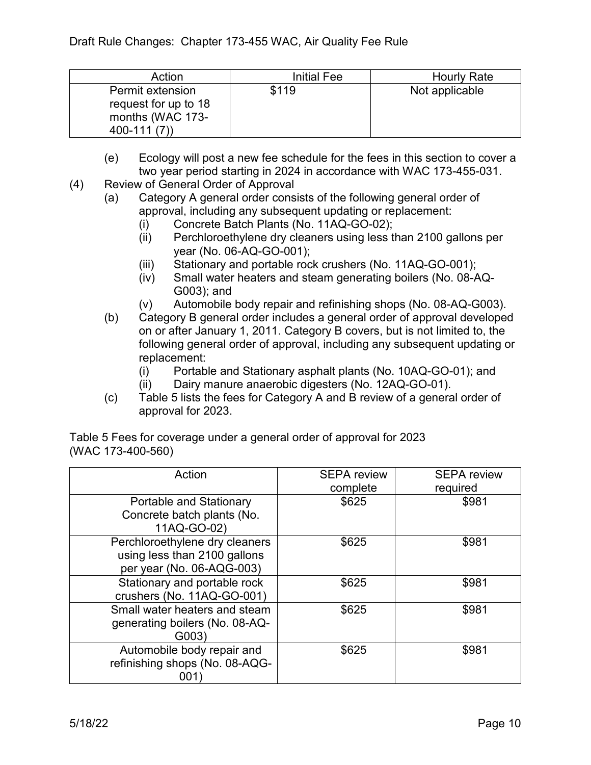| Action | Initial Fee | Hourly Rate |
|---|---|---|
| Permit extension request for up to 18 months (WAC 173-400-111 (7)) | $119 | Not applicable |

(e) Ecology will post a new fee schedule for the fees in this section to cover a two year period starting in 2024 in accordance with WAC 173-455-031.

(4) Review of General Order of Approval

(a) Category A general order consists of the following general order of approval, including any subsequent updating or replacement:

(i) Concrete Batch Plants (No. 11AQ-GO-02);

(ii) Perchloroethylene dry cleaners using less than 2100 gallons per year (No. 06-AQ-GO-001);

(iii) Stationary and portable rock crushers (No. 11AQ-GO-001);

(iv) Small water heaters and steam generating boilers (No. 08-AQ-G003); and

(v) Automobile body repair and refinishing shops (No. 08-AQ-G003).

(b) Category B general order includes a general order of approval developed on or after January 1, 2011. Category B covers, but is not limited to, the following general order of approval, including any subsequent updating or replacement:

(i) Portable and Stationary asphalt plants (No. 10AQ-GO-01); and

(ii) Dairy manure anaerobic digesters (No. 12AQ-GO-01).

(c) Table 5 lists the fees for Category A and B review of a general order of approval for 2023.

Table 5 Fees for coverage under a general order of approval for 2023 (WAC 173-400-560)

| Action | SEPA review complete | SEPA review required |
|---|---|---|
| Portable and Stationary Concrete batch plants (No. 11AQ-GO-02) | $625 | $981 |
| Perchloroethylene dry cleaners using less than 2100 gallons per year (No. 06-AQG-003) | $625 | $981 |
| Stationary and portable rock crushers (No. 11AQ-GO-001) | $625 | $981 |
| Small water heaters and steam generating boilers (No. 08-AQ-G003) | $625 | $981 |
| Automobile body repair and refinishing shops (No. 08-AQG-001) | $625 | $981 |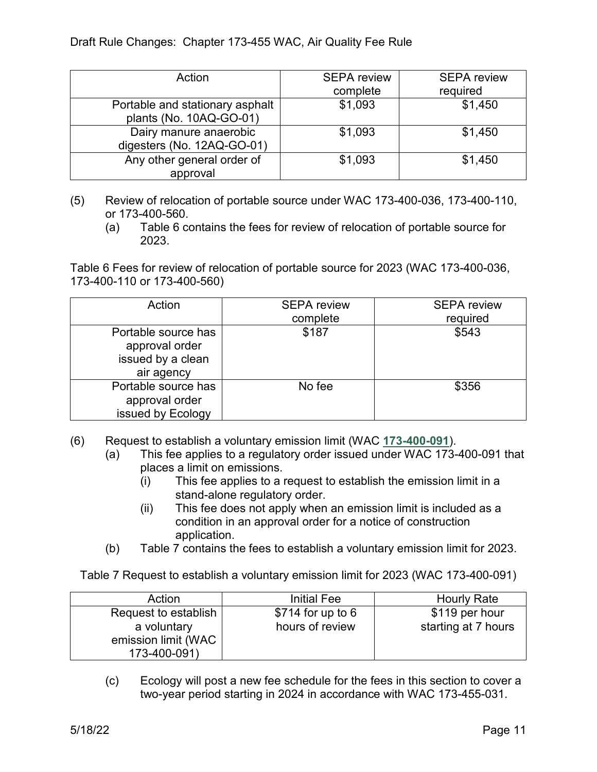| Action | SEPA review complete | SEPA review required |
|---|---|---|
| Portable and stationary asphalt plants (No. 10AQ-GO-01) | $1,093 | $1,450 |
| Dairy manure anaerobic digesters (No. 12AQ-GO-01) | $1,093 | $1,450 |
| Any other general order of approval | $1,093 | $1,450 |

(5) Review of relocation of portable source under WAC 173-400-036, 173-400-110, or 173-400-560.

 (a) Table 6 contains the fees for review of relocation of portable source for 2023.

Table 6 Fees for review of relocation of portable source for 2023 (WAC 173-400-036, 173-400-110 or 173-400-560)

| Action | SEPA review complete | SEPA review required |
|---|---|---|
| Portable source has approval order issued by a clean air agency | $187 | $543 |
| Portable source has approval order issued by Ecology | No fee | $356 |

(6) Request to establish a voluntary emission limit (WAC **173-400-091**).

 (a) This fee applies to a regulatory order issued under WAC 173-400-091 that places a limit on emissions.

  (i) This fee applies to a request to establish the emission limit in a stand-alone regulatory order.

  (ii) This fee does not apply when an emission limit is included as a condition in an approval order for a notice of construction application.

 (b) Table 7 contains the fees to establish a voluntary emission limit for 2023.

Table 7 Request to establish a voluntary emission limit for 2023 (WAC 173-400-091)

| Action | Initial Fee | Hourly Rate |
|---|---|---|
| Request to establish a voluntary emission limit (WAC 173-400-091) | $714 for up to 6 hours of review | $119 per hour starting at 7 hours |

 (c) Ecology will post a new fee schedule for the fees in this section to cover a two-year period starting in 2024 in accordance with WAC 173-455-031.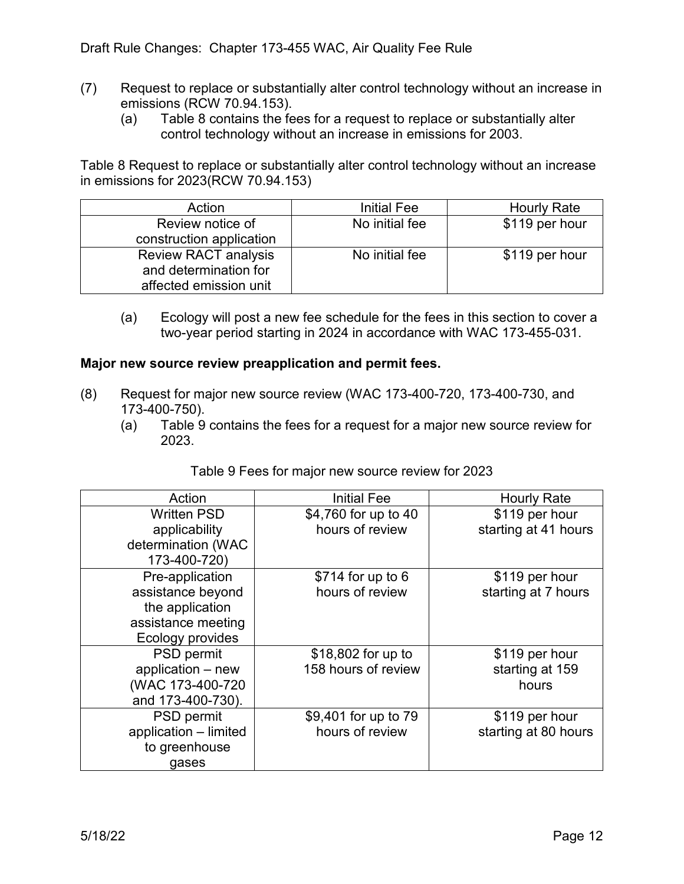(7) Request to replace or substantially alter control technology without an increase in emissions (RCW 70.94.153).

   (a) Table 8 contains the fees for a request to replace or substantially alter control technology without an increase in emissions for 2003.

Table 8 Request to replace or substantially alter control technology without an increase in emissions for 2023(RCW 70.94.153)

| Action | Initial Fee | Hourly Rate |
|---|---|---|
| Review notice of construction application | No initial fee | $119 per hour |
| Review RACT analysis and determination for affected emission unit | No initial fee | $119 per hour |

   (a) Ecology will post a new fee schedule for the fees in this section to cover a two-year period starting in 2024 in accordance with WAC 173-455-031.

**Major new source review preapplication and permit fees.**

(8) Request for major new source review (WAC 173-400-720, 173-400-730, and 173-400-750).

   (a) Table 9 contains the fees for a request for a major new source review for 2023.

Table 9 Fees for major new source review for 2023

| Action | Initial Fee | Hourly Rate |
|---|---|---|
| Written PSD applicability determination (WAC 173-400-720) | $4,760 for up to 40 hours of review | $119 per hour starting at 41 hours |
| Pre-application assistance beyond the application assistance meeting Ecology provides | $714 for up to 6 hours of review | $119 per hour starting at 7 hours |
| PSD permit application – new (WAC 173-400-720 and 173-400-730). | $18,802 for up to 158 hours of review | $119 per hour starting at 159 hours |
| PSD permit application – limited to greenhouse gases | $9,401 for up to 79 hours of review | $119 per hour starting at 80 hours |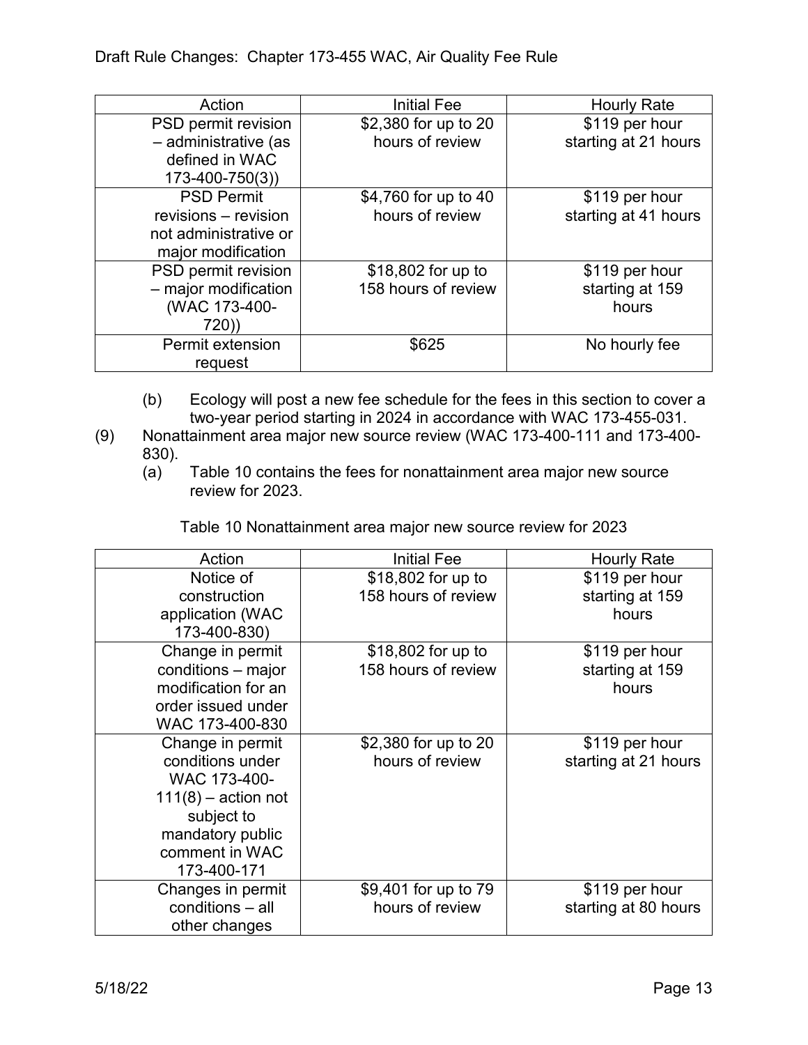| Action | Initial Fee | Hourly Rate |
| --- | --- | --- |
| PSD permit revision – administrative (as defined in WAC 173-400-750(3)) | $2,380 for up to 20 hours of review | $119 per hour starting at 21 hours |
| PSD Permit revisions – revision not administrative or major modification | $4,760 for up to 40 hours of review | $119 per hour starting at 41 hours |
| PSD permit revision – major modification (WAC 173-400-720)) | $18,802 for up to 158 hours of review | $119 per hour starting at 159 hours |
| Permit extension request | $625 | No hourly fee |

(b) Ecology will post a new fee schedule for the fees in this section to cover a two-year period starting in 2024 in accordance with WAC 173-455-031.

(9) Nonattainment area major new source review (WAC 173-400-111 and 173-400-830).

(a) Table 10 contains the fees for nonattainment area major new source review for 2023.

Table 10 Nonattainment area major new source review for 2023

| Action | Initial Fee | Hourly Rate |
| --- | --- | --- |
| Notice of construction application (WAC 173-400-830) | $18,802 for up to 158 hours of review | $119 per hour starting at 159 hours |
| Change in permit conditions – major modification for an order issued under WAC 173-400-830 | $18,802 for up to 158 hours of review | $119 per hour starting at 159 hours |
| Change in permit conditions under WAC 173-400-111(8) – action not subject to mandatory public comment in WAC 173-400-171 | $2,380 for up to 20 hours of review | $119 per hour starting at 21 hours |
| Changes in permit conditions – all other changes | $9,401 for up to 79 hours of review | $119 per hour starting at 80 hours |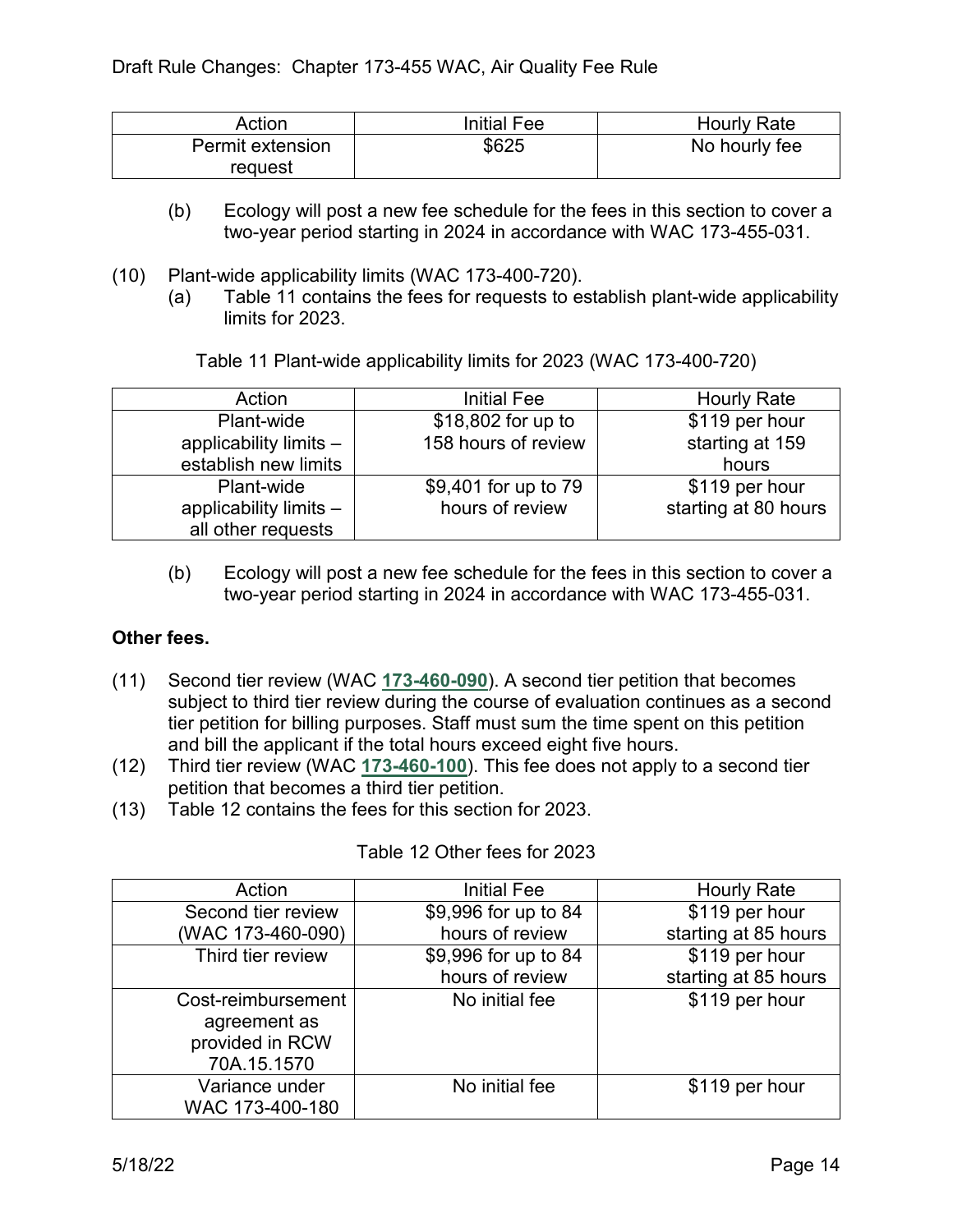| Action | Initial Fee | Hourly Rate |
|---|---|---|
| Permit extension request | $625 | No hourly fee |

(b) Ecology will post a new fee schedule for the fees in this section to cover a two-year period starting in 2024 in accordance with WAC 173-455-031.

(10) Plant-wide applicability limits (WAC 173-400-720).

(a) Table 11 contains the fees for requests to establish plant-wide applicability limits for 2023.

Table 11 Plant-wide applicability limits for 2023 (WAC 173-400-720)

| Action | Initial Fee | Hourly Rate |
|---|---|---|
| Plant-wide applicability limits – establish new limits | $18,802 for up to 158 hours of review | $119 per hour starting at 159 hours |
| Plant-wide applicability limits – all other requests | $9,401 for up to 79 hours of review | $119 per hour starting at 80 hours |

(b) Ecology will post a new fee schedule for the fees in this section to cover a two-year period starting in 2024 in accordance with WAC 173-455-031.

**Other fees.**

(11) Second tier review (WAC **173-460-090**). A second tier petition that becomes subject to third tier review during the course of evaluation continues as a second tier petition for billing purposes. Staff must sum the time spent on this petition and bill the applicant if the total hours exceed eight five hours.

(12) Third tier review (WAC **173-460-100**). This fee does not apply to a second tier petition that becomes a third tier petition.

(13) Table 12 contains the fees for this section for 2023.

Table 12 Other fees for 2023

| Action | Initial Fee | Hourly Rate |
|---|---|---|
| Second tier review (WAC 173-460-090) | $9,996 for up to 84 hours of review | $119 per hour starting at 85 hours |
| Third tier review | $9,996 for up to 84 hours of review | $119 per hour starting at 85 hours |
| Cost-reimbursement agreement as provided in RCW 70A.15.1570 | No initial fee | $119 per hour |
| Variance under WAC 173-400-180 | No initial fee | $119 per hour |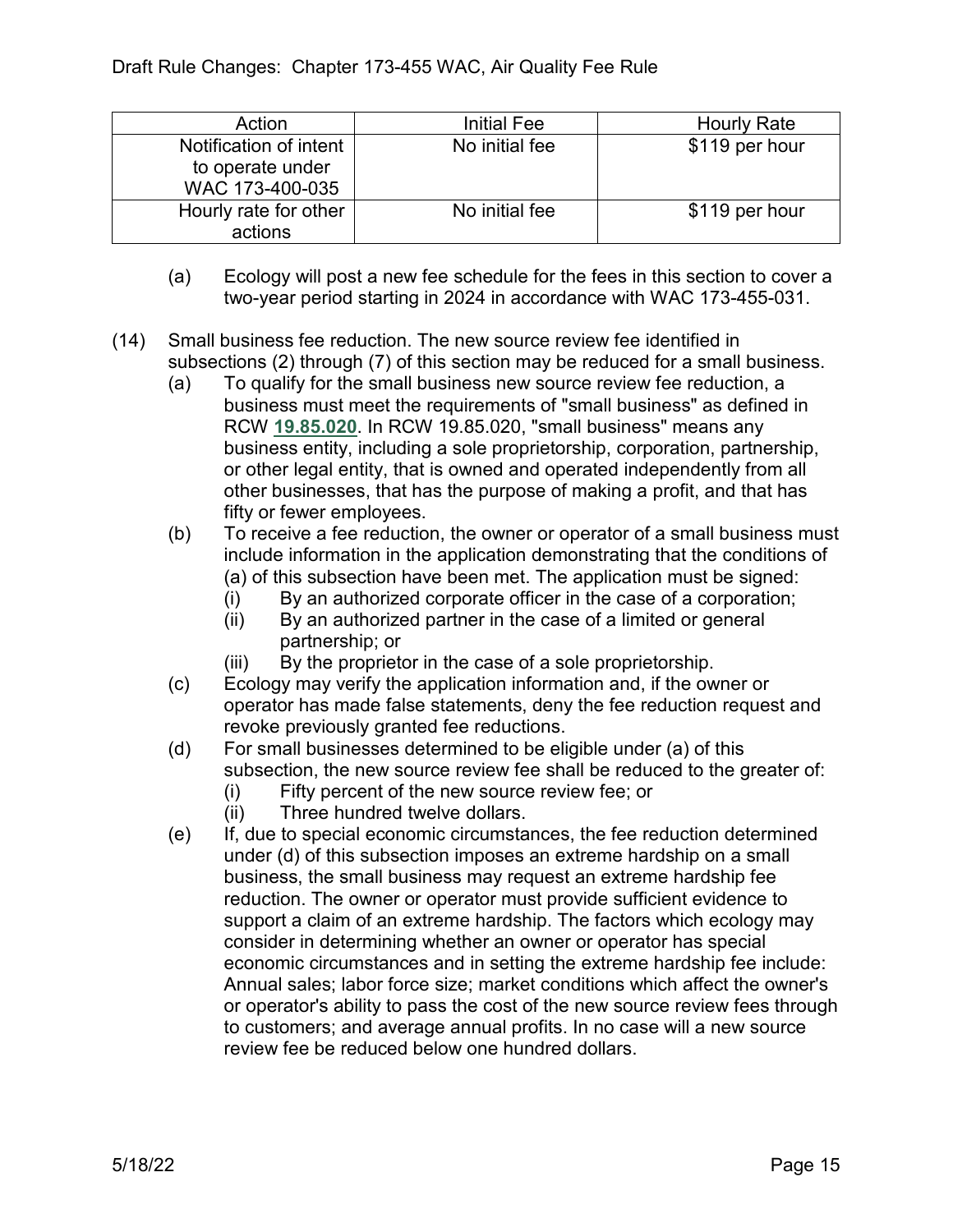| Action | Initial Fee | Hourly Rate |
| --- | --- | --- |
| Notification of intent to operate under WAC 173-400-035 | No initial fee | $119 per hour |
| Hourly rate for other actions | No initial fee | $119 per hour |

(a) Ecology will post a new fee schedule for the fees in this section to cover a two-year period starting in 2024 in accordance with WAC 173-455-031.

(14) Small business fee reduction. The new source review fee identified in subsections (2) through (7) of this section may be reduced for a small business.

(a) To qualify for the small business new source review fee reduction, a business must meet the requirements of "small business" as defined in RCW **19.85.020**. In RCW 19.85.020, "small business" means any business entity, including a sole proprietorship, corporation, partnership, or other legal entity, that is owned and operated independently from all other businesses, that has the purpose of making a profit, and that has fifty or fewer employees.

(b) To receive a fee reduction, the owner or operator of a small business must include information in the application demonstrating that the conditions of (a) of this subsection have been met. The application must be signed:

(i) By an authorized corporate officer in the case of a corporation;

(ii) By an authorized partner in the case of a limited or general partnership; or

(iii) By the proprietor in the case of a sole proprietorship.

(c) Ecology may verify the application information and, if the owner or operator has made false statements, deny the fee reduction request and revoke previously granted fee reductions.

(d) For small businesses determined to be eligible under (a) of this subsection, the new source review fee shall be reduced to the greater of:

(i) Fifty percent of the new source review fee; or

(ii) Three hundred twelve dollars.

(e) If, due to special economic circumstances, the fee reduction determined under (d) of this subsection imposes an extreme hardship on a small business, the small business may request an extreme hardship fee reduction. The owner or operator must provide sufficient evidence to support a claim of an extreme hardship. The factors which ecology may consider in determining whether an owner or operator has special economic circumstances and in setting the extreme hardship fee include: Annual sales; labor force size; market conditions which affect the owner's or operator's ability to pass the cost of the new source review fees through to customers; and average annual profits. In no case will a new source review fee be reduced below one hundred dollars.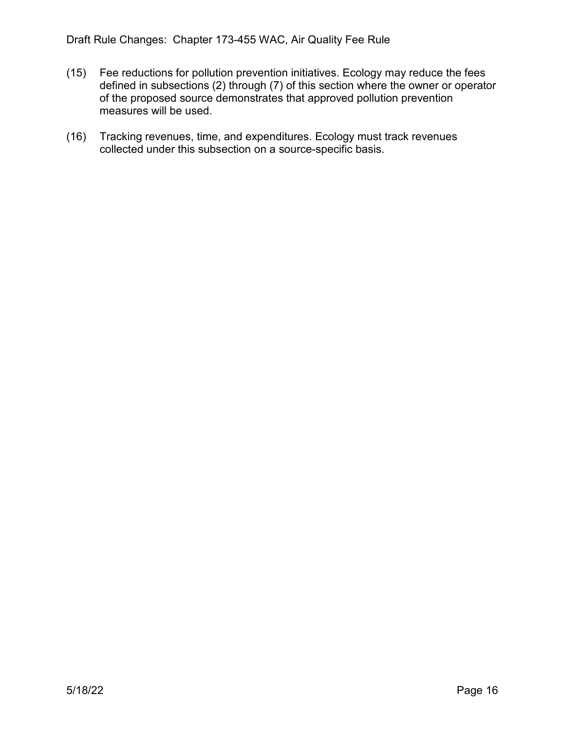(15) Fee reductions for pollution prevention initiatives. Ecology may reduce the fees defined in subsections (2) through (7) of this section where the owner or operator of the proposed source demonstrates that approved pollution prevention measures will be used.

(16) Tracking revenues, time, and expenditures. Ecology must track revenues collected under this subsection on a source-specific basis.